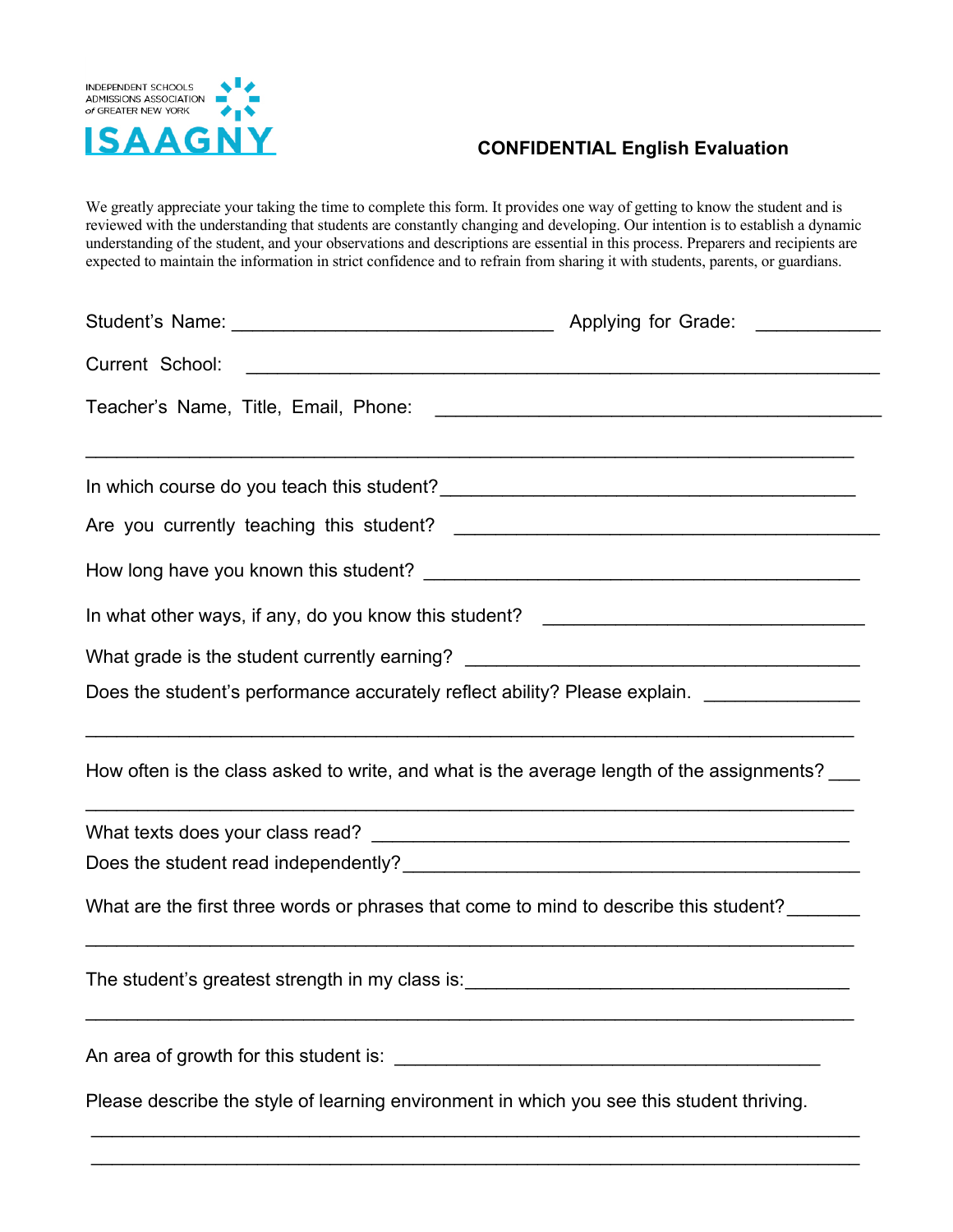INDEPENDENT SCHOOLS ADMISSIONS ASSOCIATION of GREATER NEW YORK

**ISAAGNY**

## CONFIDENTIAL English Evaluation

We greatly appreciate your taking the time to complete this form. It provides one way of getting to know the student and is reviewed with the understanding that students are constantly changing and developing. Our intention is to establish a dynamic understanding of the student, and your observations and descriptions are essential in this process. Preparers and recipients are expected to maintain the information in strict confidence and to refrain from sharing it with students, parents, or guardians.

Student's Name: ______________________________ Applying for Grade: ___________

Current School: ___________________________________________________________

Teacher's Name, Title, Email, Phone: __________________________________________

_________________________________________________________________________

In which course do you teach this student?_______________________________________

Are you currently teaching this student? ________________________________________

How long have you known this student? _________________________________________

In what other ways, if any, do you know this student? ______________________________

What grade is the student currently earning? _____________________________________

Does the student's performance accurately reflect ability? Please explain. ______________

_________________________________________________________________________

How often is the class asked to write, and what is the average length of the assignments? ___

_________________________________________________________________________

What texts does your class read? _____________________________________________

Does the student read independently?__________________________________________

What are the first three words or phrases that come to mind to describe this student?_______

_________________________________________________________________________

The student's greatest strength in my class is:____________________________________

_________________________________________________________________________

An area of growth for this student is: ________________________________________

Please describe the style of learning environment in which you see this student thriving.

_________________________________________________________________________

_________________________________________________________________________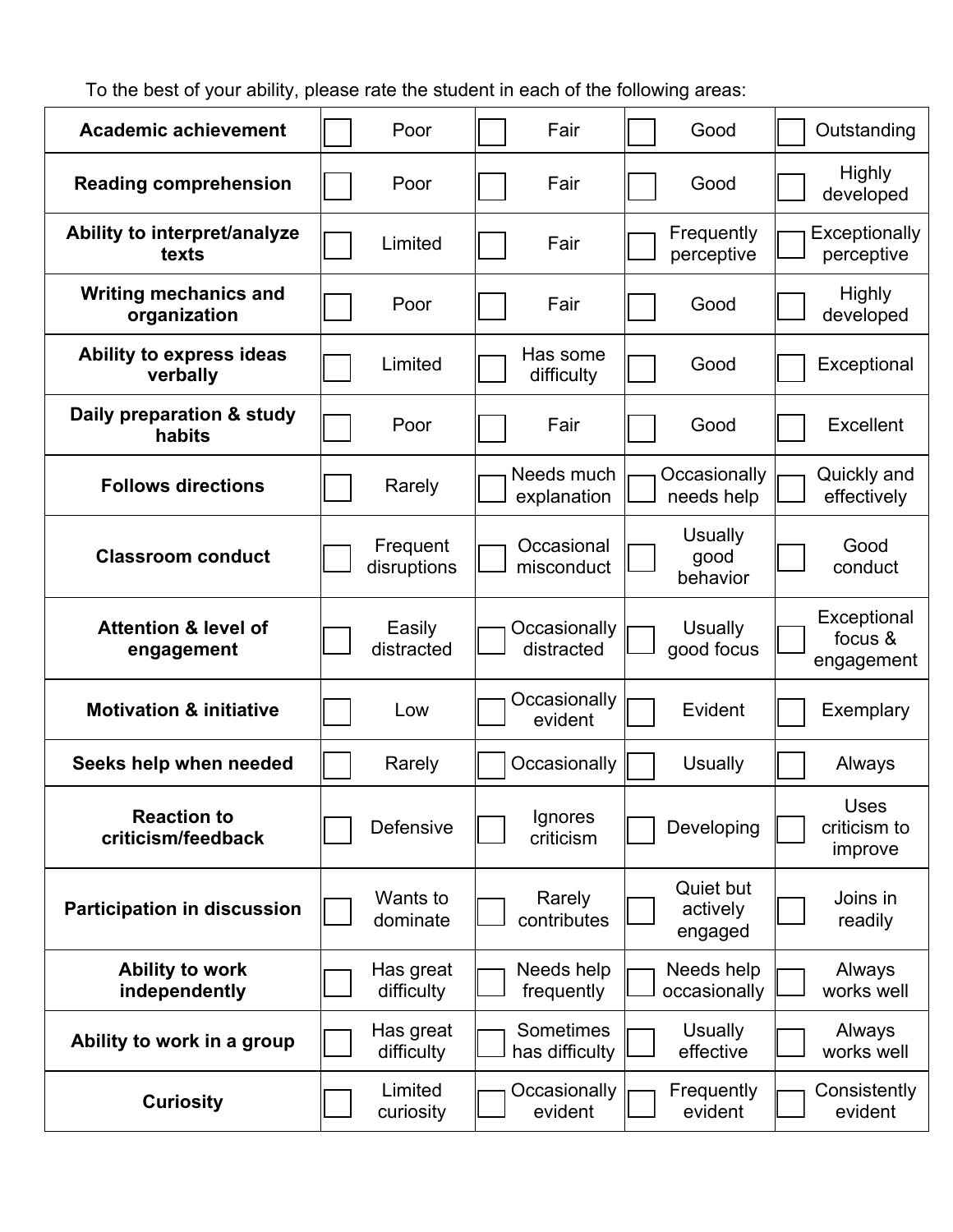To the best of your ability, please rate the student in each of the following areas:

| **Academic achievement** | ☐ Poor | ☐ Fair | ☐ Good | ☐ Outstanding |
|---|---|---|---|---|
| **Reading comprehension** | ☐ Poor | ☐ Fair | ☐ Good | ☐ Highly developed |
| **Ability to interpret/analyze texts** | ☐ Limited | ☐ Fair | ☐ Frequently perceptive | ☐ Exceptionally perceptive |
| **Writing mechanics and organization** | ☐ Poor | ☐ Fair | ☐ Good | ☐ Highly developed |
| **Ability to express ideas verbally** | ☐ Limited | ☐ Has some difficulty | ☐ Good | ☐ Exceptional |
| **Daily preparation & study habits** | ☐ Poor | ☐ Fair | ☐ Good | ☐ Excellent |
| **Follows directions** | ☐ Rarely | ☐ Needs much explanation | ☐ Occasionally needs help | ☐ Quickly and effectively |
| **Classroom conduct** | ☐ Frequent disruptions | ☐ Occasional misconduct | ☐ Usually good behavior | ☐ Good conduct |
| **Attention & level of engagement** | ☐ Easily distracted | ☐ Occasionally distracted | ☐ Usually good focus | ☐ Exceptional focus & engagement |
| **Motivation & initiative** | ☐ Low | ☐ Occasionally evident | ☐ Evident | ☐ Exemplary |
| **Seeks help when needed** | ☐ Rarely | ☐ Occasionally | ☐ Usually | ☐ Always |
| **Reaction to criticism/feedback** | ☐ Defensive | ☐ Ignores criticism | ☐ Developing | ☐ Uses criticism to improve |
| **Participation in discussion** | ☐ Wants to dominate | ☐ Rarely contributes | ☐ Quiet but actively engaged | ☐ Joins in readily |
| **Ability to work independently** | ☐ Has great difficulty | ☐ Needs help frequently | ☐ Needs help occasionally | ☐ Always works well |
| **Ability to work in a group** | ☐ Has great difficulty | ☐ Sometimes has difficulty | ☐ Usually effective | ☐ Always works well |
| **Curiosity** | ☐ Limited curiosity | ☐ Occasionally evident | ☐ Frequently evident | ☐ Consistently evident |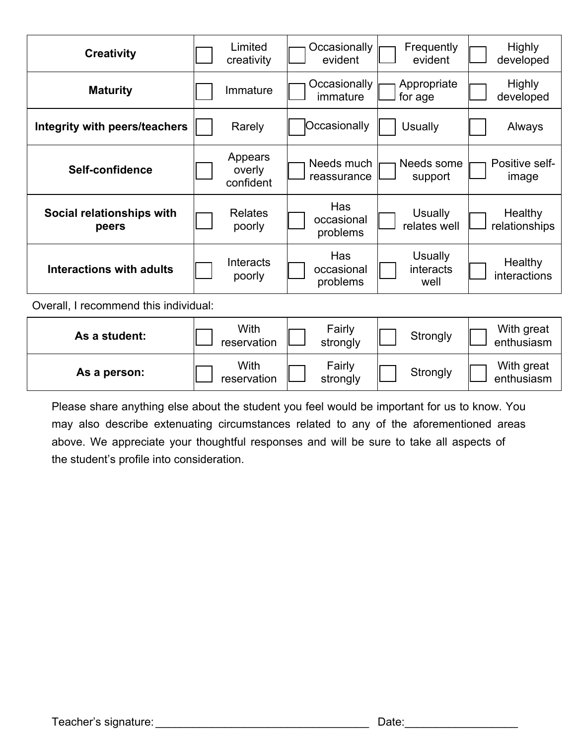| | | | | |
|---|---|---|---|---|
| **Creativity** | ☐ Limited creativity | ☐ Occasionally evident | ☐ Frequently evident | ☐ Highly developed |
| **Maturity** | ☐ Immature | ☐ Occasionally immature | ☐ Appropriate for age | ☐ Highly developed |
| **Integrity with peers/teachers** | ☐ Rarely | ☐ Occasionally | ☐ Usually | ☐ Always |
| **Self-confidence** | ☐ Appears overly confident | ☐ Needs much reassurance | ☐ Needs some support | ☐ Positive self-image |
| **Social relationships with peers** | ☐ Relates poorly | ☐ Has occasional problems | ☐ Usually relates well | ☐ Healthy relationships |
| **Interactions with adults** | ☐ Interacts poorly | ☐ Has occasional problems | ☐ Usually interacts well | ☐ Healthy interactions |

Overall, I recommend this individual:

| | | | | |
|---|---|---|---|---|
| **As a student:** | ☐ With reservation | ☐ Fairly strongly | ☐ Strongly | ☐ With great enthusiasm |
| **As a person:** | ☐ With reservation | ☐ Fairly strongly | ☐ Strongly | ☐ With great enthusiasm |

Please share anything else about the student you feel would be important for us to know. You may also describe extenuating circumstances related to any of the aforementioned areas above. We appreciate your thoughtful responses and will be sure to take all aspects of the student's profile into consideration.

Teacher's signature:___________________________________ Date:__________________